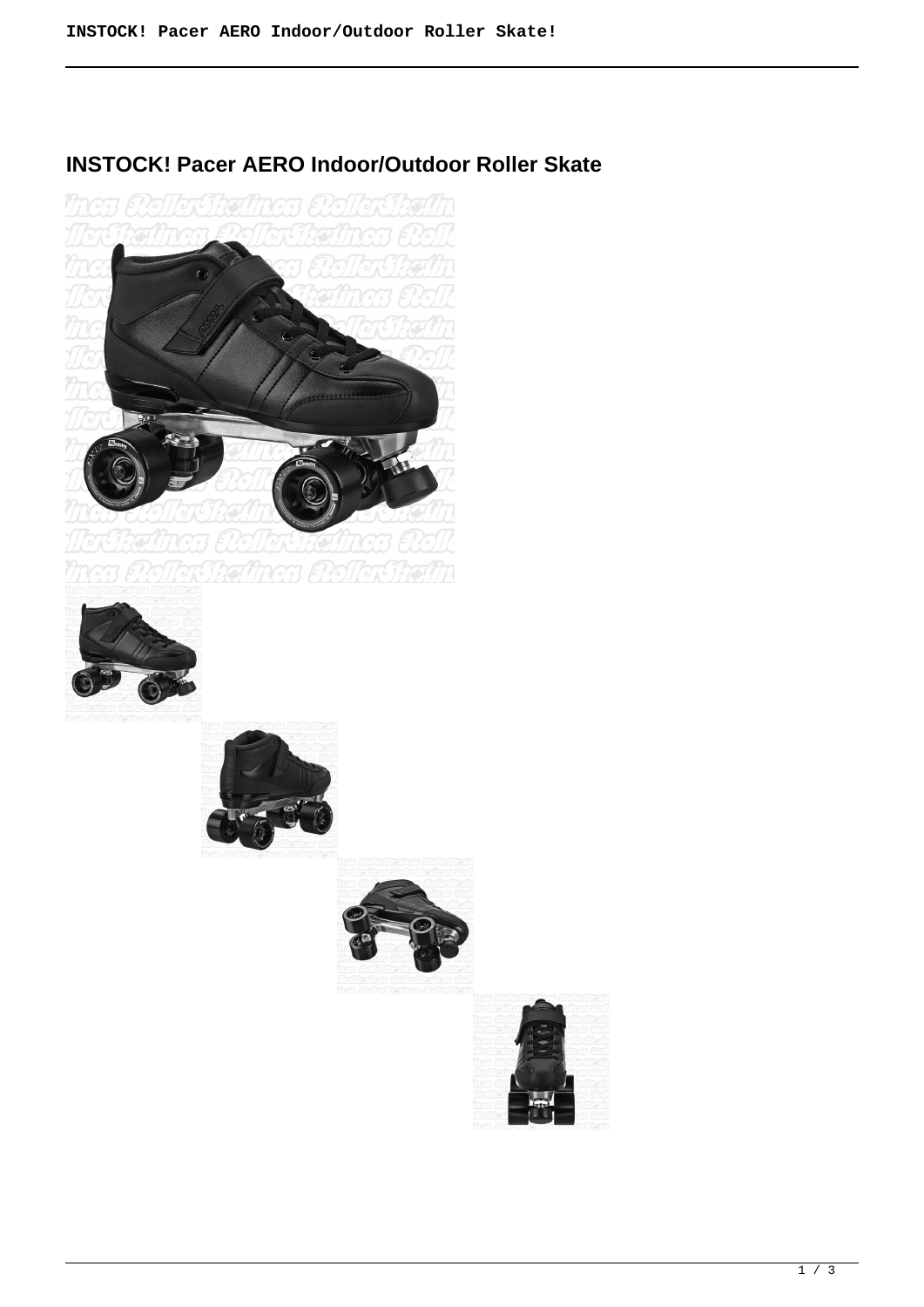# INSTOCK! Pacer AERO Indoor/Outdoor Roller Skate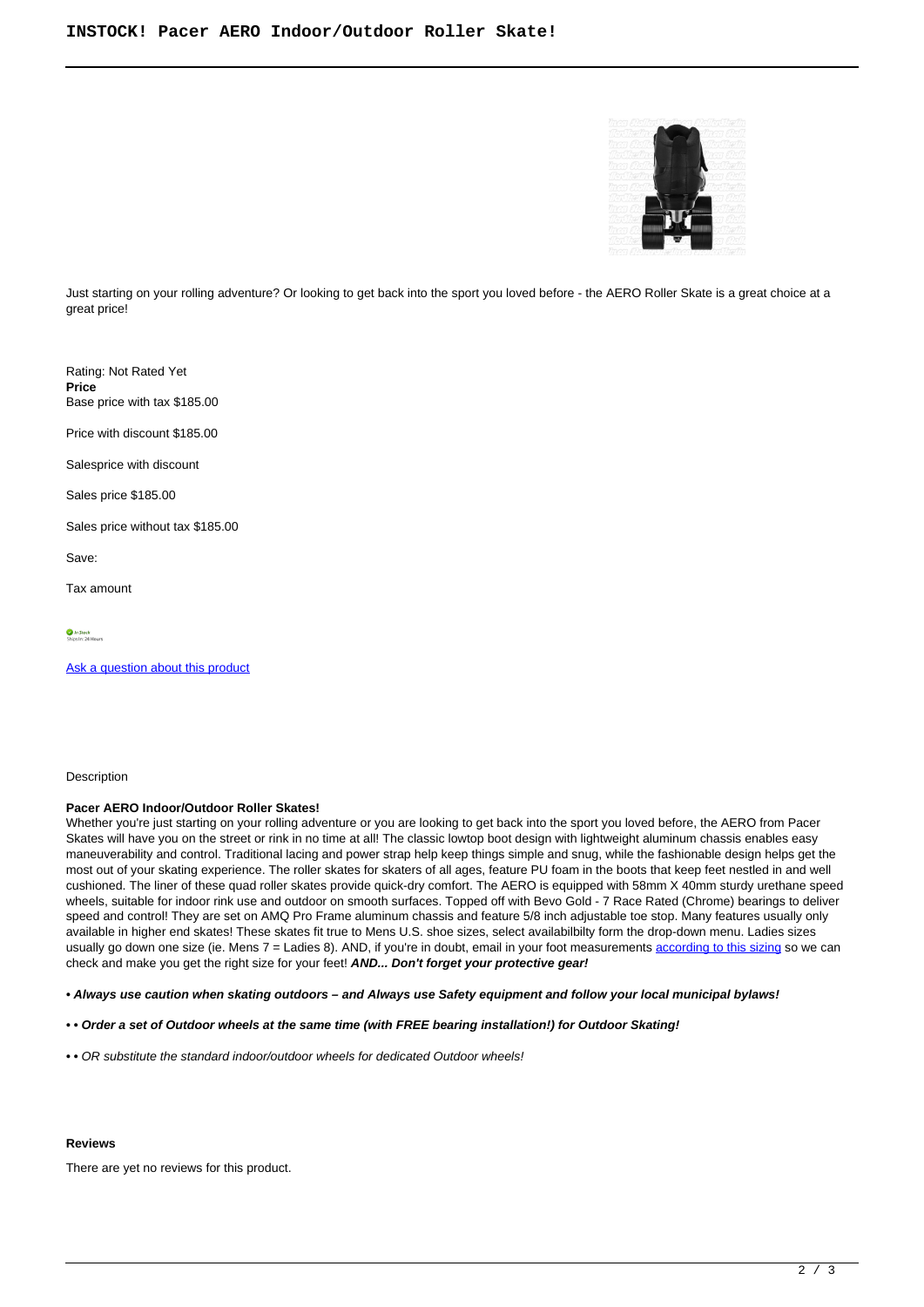# INSTOCK! Pacer AERO Indoor/Outdoor Roller Skate!

Just starting on your rolling adventure? Or looking to get back into the sport you loved before - the AERO Roller Skate is a great choice at a great price!

Rating: Not Rated Yet
**Price**
Base price with tax $185.00

Price with discount $185.00

Salesprice with discount

Sales price $185.00

Sales price without tax $185.00

Save:

Tax amount

In Stock
Ships in: 24 Hours

[Ask a question about this product]()

Description

**Pacer AERO Indoor/Outdoor Roller Skates!**
Whether you're just starting on your rolling adventure or you are looking to get back into the sport you loved before, the AERO from Pacer Skates will have you on the street or rink in no time at all! The classic lowtop boot design with lightweight aluminum chassis enables easy maneuverability and control. Traditional lacing and power strap help keep things simple and snug, while the fashionable design helps get the most out of your skating experience. The roller skates for skaters of all ages, feature PU foam in the boots that keep feet nestled in and well cushioned. The liner of these quad roller skates provide quick-dry comfort. The AERO is equipped with 58mm X 40mm sturdy urethane speed wheels, suitable for indoor rink use and outdoor on smooth surfaces. Topped off with Bevo Gold - 7 Race Rated (Chrome) bearings to deliver speed and control! They are set on AMQ Pro Frame aluminum chassis and feature 5/8 inch adjustable toe stop. Many features usually only available in higher end skates! These skates fit true to Mens U.S. shoe sizes, select availabilbilty form the drop-down menu. Ladies sizes usually go down one size (ie. Mens 7 = Ladies 8). AND, if you're in doubt, email in your foot measurements [according to this sizing]() so we can check and make you get the right size for your feet! ***AND... Don't forget your protective gear!***

- ***Always use caution when skating outdoors – and Always use Safety equipment and follow your local municipal bylaws!***

• • ***Order a set of Outdoor wheels at the same time (with FREE bearing installation!) for Outdoor Skating!***

• • *OR substitute the standard indoor/outdoor wheels for dedicated Outdoor wheels!*

**Reviews**

There are yet no reviews for this product.